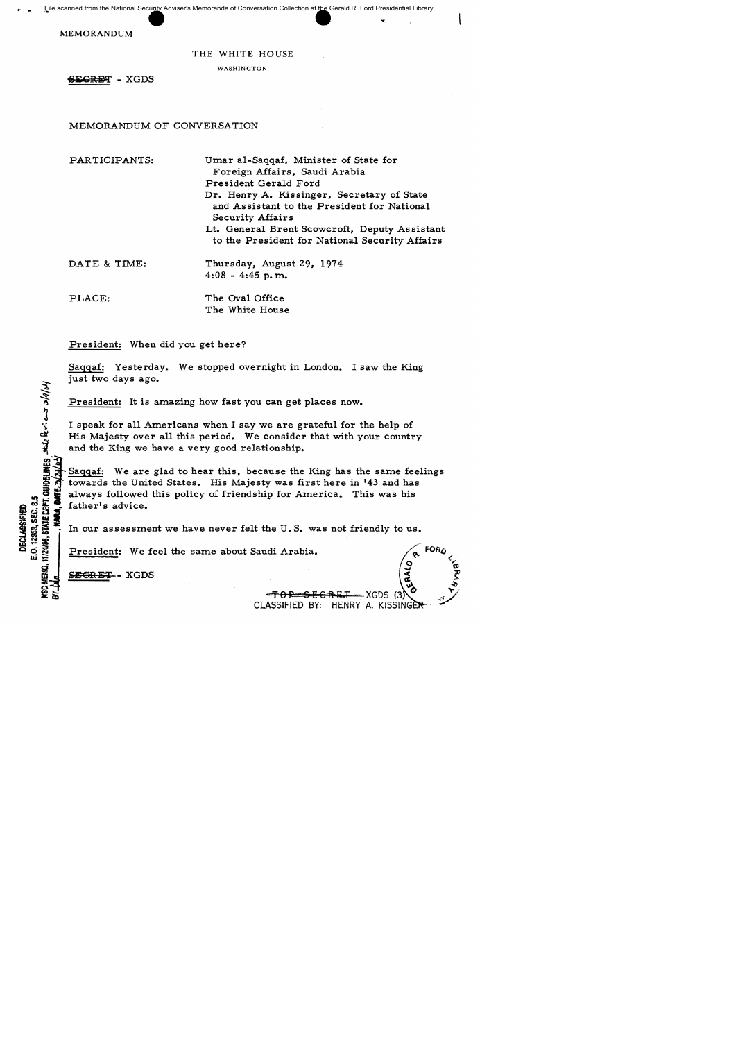MEMORANDUM

THE WHITE HOUSE

WASHINGTON

~~SECRET~~ - XGDS

MEMORANDUM OF CONVERSATION

PARTICIPANTS: Umar al-Saqqaf, Minister of State for Foreign Affairs, Saudi Arabia
President Gerald Ford
Dr. Henry A. Kissinger, Secretary of State and Assistant to the President for National Security Affairs
Lt. General Brent Scowcroft, Deputy Assistant to the President for National Security Affairs

DATE & TIME: Thursday, August 29, 1974
4:08 - 4:45 p.m.

PLACE: The Oval Office
The White House

President: When did you get here?

Saqqaf: Yesterday. We stopped overnight in London. I saw the King just two days ago.

President: It is amazing how fast you can get places now.

I speak for all Americans when I say we are grateful for the help of His Majesty over all this period. We consider that with your country and the King we have a very good relationship.

Saqqaf: We are glad to hear this, because the King has the same feelings towards the United States. His Majesty was first here in '43 and has always followed this policy of friendship for America. This was his father's advice.

In our assessment we have never felt the U.S. was not friendly to us.

President: We feel the same about Saudi Arabia.

~~SECRET~~ - XGDS

~~TOP SECRET~~ - XGDS (3)
CLASSIFIED BY: HENRY A. KISSINGER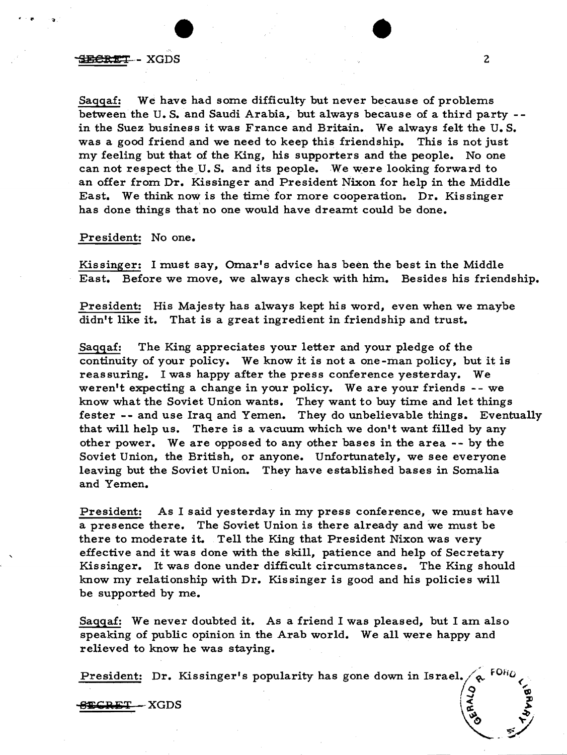Saqqaf: We have had some difficulty but never because of problems between the U.S. and Saudi Arabia, but always because of a third party -- in the Suez business it was France and Britain. We always felt the U.S. was a good friend and we need to keep this friendship. This is not just my feeling but that of the King, his supporters and the people. No one can not respect the U.S. and its people. We were looking forward to an offer from Dr. Kissinger and President Nixon for help in the Middle East. We think now is the time for more cooperation. Dr. Kissinger has done things that no one would have dreamt could be done.

President: No one.

Kissinger: I must say, Omar's advice has been the best in the Middle East. Before we move, we always check with him. Besides his friendship.

President: His Majesty has always kept his word, even when we maybe didn't like it. That is a great ingredient in friendship and trust.

Saqqaf: The King appreciates your letter and your pledge of the continuity of your policy. We know it is not a one-man policy, but it is reassuring. I was happy after the press conference yesterday. We weren't expecting a change in your policy. We are your friends -- we know what the Soviet Union wants. They want to buy time and let things fester -- and use Iraq and Yemen. They do unbelievable things. Eventually that will help us. There is a vacuum which we don't want filled by any other power. We are opposed to any other bases in the area -- by the Soviet Union, the British, or anyone. Unfortunately, we see everyone leaving but the Soviet Union. They have established bases in Somalia and Yemen.

President: As I said yesterday in my press conference, we must have a presence there. The Soviet Union is there already and we must be there to moderate it. Tell the King that President Nixon was very effective and it was done with the skill, patience and help of Secretary Kissinger. It was done under difficult circumstances. The King should know my relationship with Dr. Kissinger is good and his policies will be supported by me.

Saqqaf: We never doubted it. As a friend I was pleased, but I am also speaking of public opinion in the Arab world. We all were happy and relieved to know he was staying.

President: Dr. Kissinger's popularity has gone down in Israel.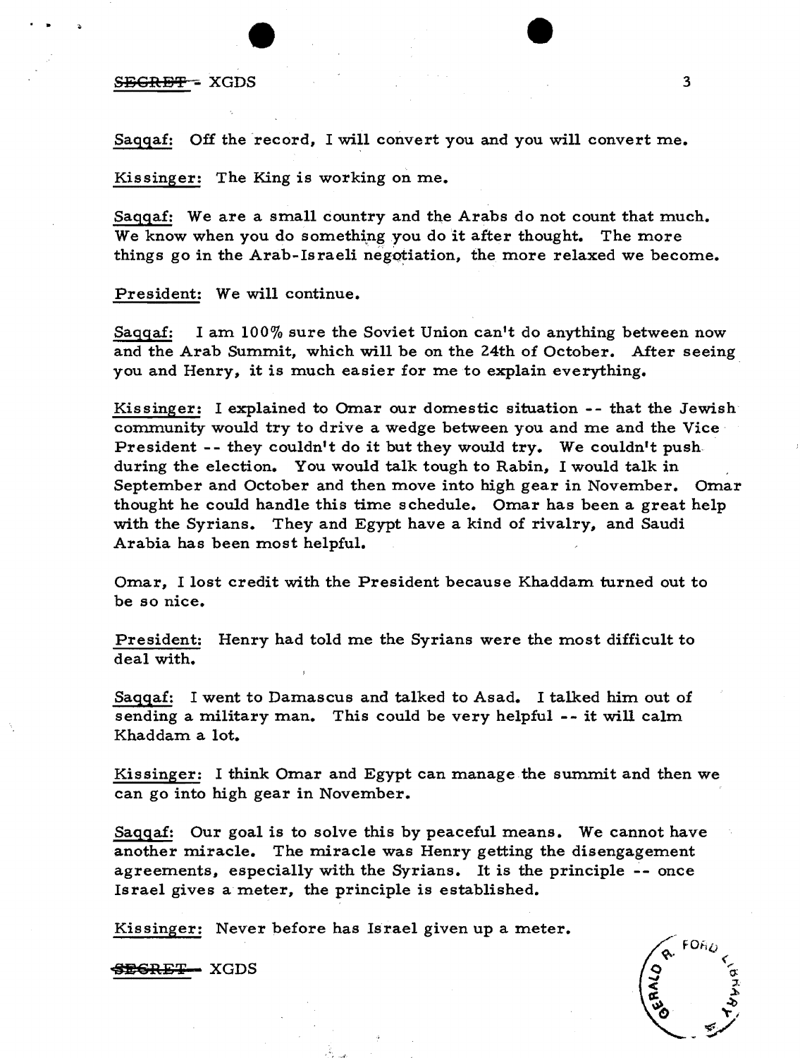Saqqaf: Off the record, I will convert you and you will convert me.

Kissinger: The King is working on me.

Saqqaf: We are a small country and the Arabs do not count that much. We know when you do something you do it after thought. The more things go in the Arab-Israeli negotiation, the more relaxed we become.

President: We will continue.

Saqqaf: I am 100% sure the Soviet Union can't do anything between now and the Arab Summit, which will be on the 24th of October. After seeing you and Henry, it is much easier for me to explain everything.

Kissinger: I explained to Omar our domestic situation -- that the Jewish community would try to drive a wedge between you and me and the Vice President -- they couldn't do it but they would try. We couldn't push during the election. You would talk tough to Rabin, I would talk in September and October and then move into high gear in November. Omar thought he could handle this time schedule. Omar has been a great help with the Syrians. They and Egypt have a kind of rivalry, and Saudi Arabia has been most helpful.

Omar, I lost credit with the President because Khaddam turned out to be so nice.

President: Henry had told me the Syrians were the most difficult to deal with.

Saqqaf: I went to Damascus and talked to Asad. I talked him out of sending a military man. This could be very helpful -- it will calm Khaddam a lot.

Kissinger: I think Omar and Egypt can manage the summit and then we can go into high gear in November.

Saqqaf: Our goal is to solve this by peaceful means. We cannot have another miracle. The miracle was Henry getting the disengagement agreements, especially with the Syrians. It is the principle -- once Israel gives a meter, the principle is established.

Kissinger: Never before has Israel given up a meter.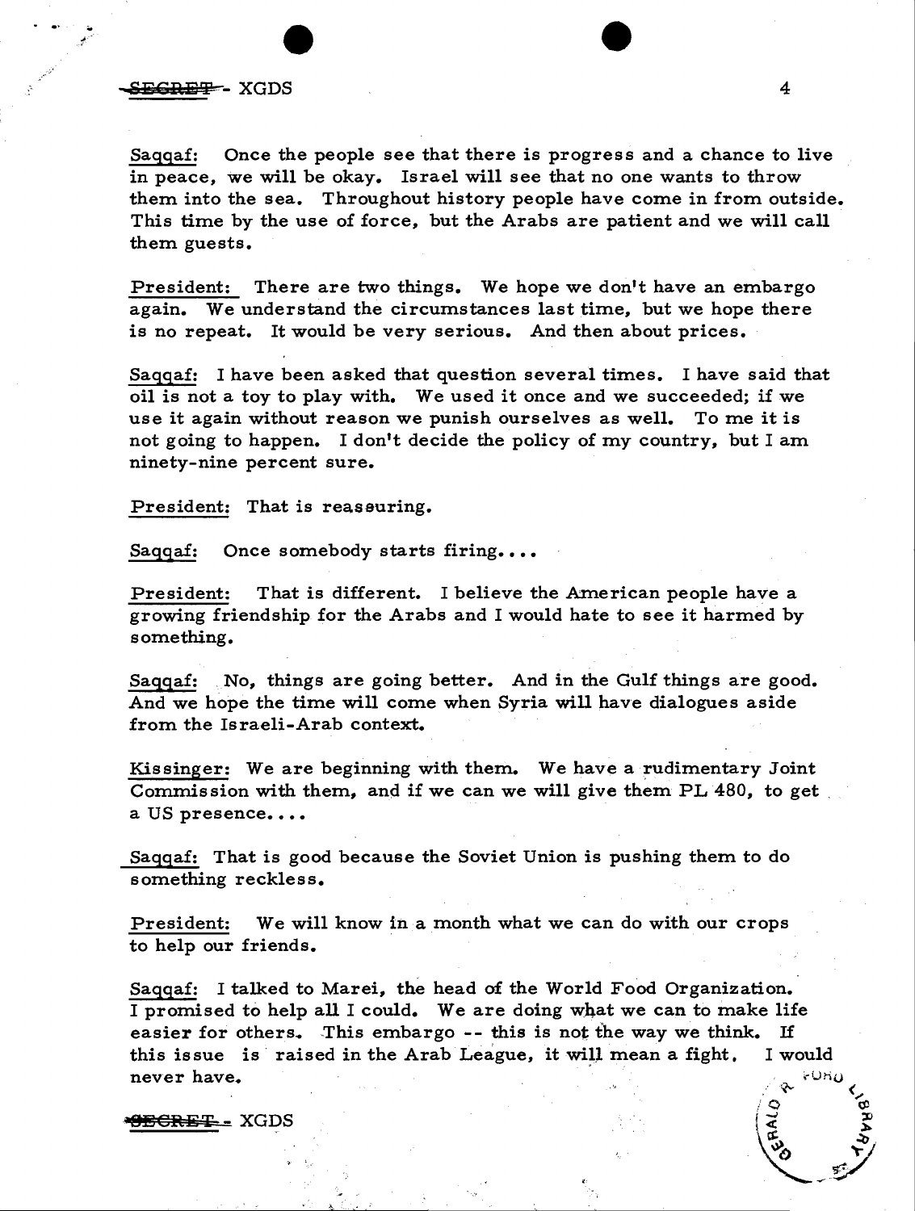Saqqaf: Once the people see that there is progress and a chance to live in peace, we will be okay. Israel will see that no one wants to throw them into the sea. Throughout history people have come in from outside. This time by the use of force, but the Arabs are patient and we will call them guests.

President: There are two things. We hope we don't have an embargo again. We understand the circumstances last time, but we hope there is no repeat. It would be very serious. And then about prices.

Saqqaf: I have been asked that question several times. I have said that oil is not a toy to play with. We used it once and we succeeded; if we use it again without reason we punish ourselves as well. To me it is not going to happen. I don't decide the policy of my country, but I am ninety-nine percent sure.

President: That is reassuring.

Saqqaf: Once somebody starts firing....

President: That is different. I believe the American people have a growing friendship for the Arabs and I would hate to see it harmed by something.

Saqqaf: No, things are going better. And in the Gulf things are good. And we hope the time will come when Syria will have dialogues aside from the Israeli-Arab context.

Kissinger: We are beginning with them. We have a rudimentary Joint Commission with them, and if we can we will give them PL 480, to get a US presence....

Saqqaf: That is good because the Soviet Union is pushing them to do something reckless.

President: We will know in a month what we can do with our crops to help our friends.

Saqqaf: I talked to Marei, the head of the World Food Organization. I promised to help all I could. We are doing what we can to make life easier for others. This embargo -- this is not the way we think. If this issue is raised in the Arab League, it will mean a fight. I would never have.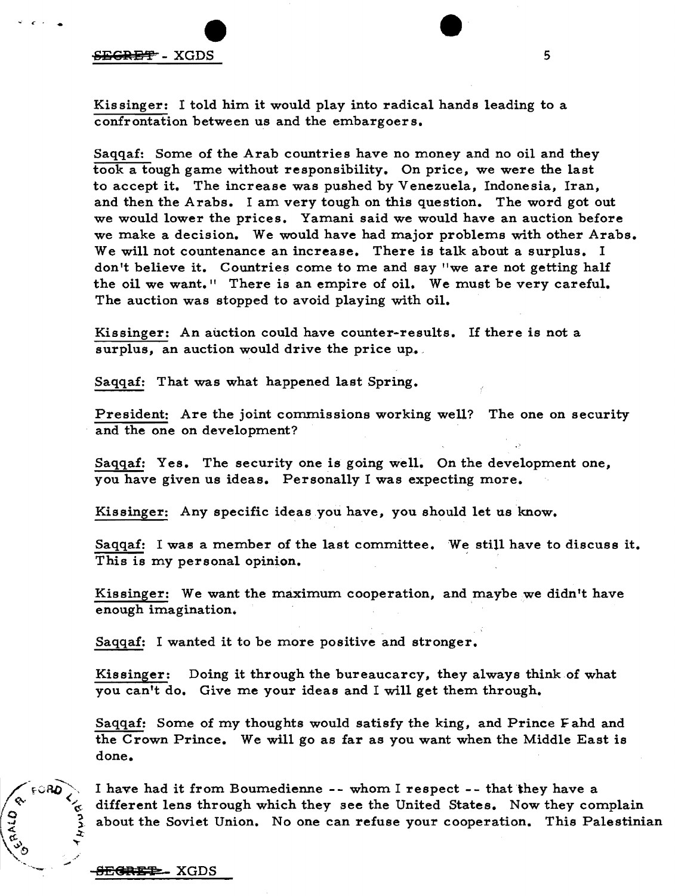Kissinger: I told him it would play into radical hands leading to a confrontation between us and the embargoers.

Saqqaf: Some of the Arab countries have no money and no oil and they took a tough game without responsibility. On price, we were the last to accept it. The increase was pushed by Venezuela, Indonesia, Iran, and then the Arabs. I am very tough on this question. The word got out we would lower the prices. Yamani said we would have an auction before we make a decision. We would have had major problems with other Arabs. We will not countenance an increase. There is talk about a surplus. I don't believe it. Countries come to me and say "we are not getting half the oil we want." There is an empire of oil. We must be very careful. The auction was stopped to avoid playing with oil.

Kissinger: An auction could have counter-results. If there is not a surplus, an auction would drive the price up.

Saqqaf: That was what happened last Spring.

President: Are the joint commissions working well? The one on security and the one on development?

Saqqaf: Yes. The security one is going well. On the development one, you have given us ideas. Personally I was expecting more.

Kissinger: Any specific ideas you have, you should let us know.

Saqqaf: I was a member of the last committee. We still have to discuss it. This is my personal opinion.

Kissinger: We want the maximum cooperation, and maybe we didn't have enough imagination.

Saqqaf: I wanted it to be more positive and stronger.

Kissinger: Doing it through the bureaucarcy, they always think of what you can't do. Give me your ideas and I will get them through.

Saqqaf: Some of my thoughts would satisfy the king, and Prince Fahd and the Crown Prince. We will go as far as you want when the Middle East is done.

I have had it from Boumedienne -- whom I respect -- that they have a different lens through which they see the United States. Now they complain about the Soviet Union. No one can refuse your cooperation. This Palestinian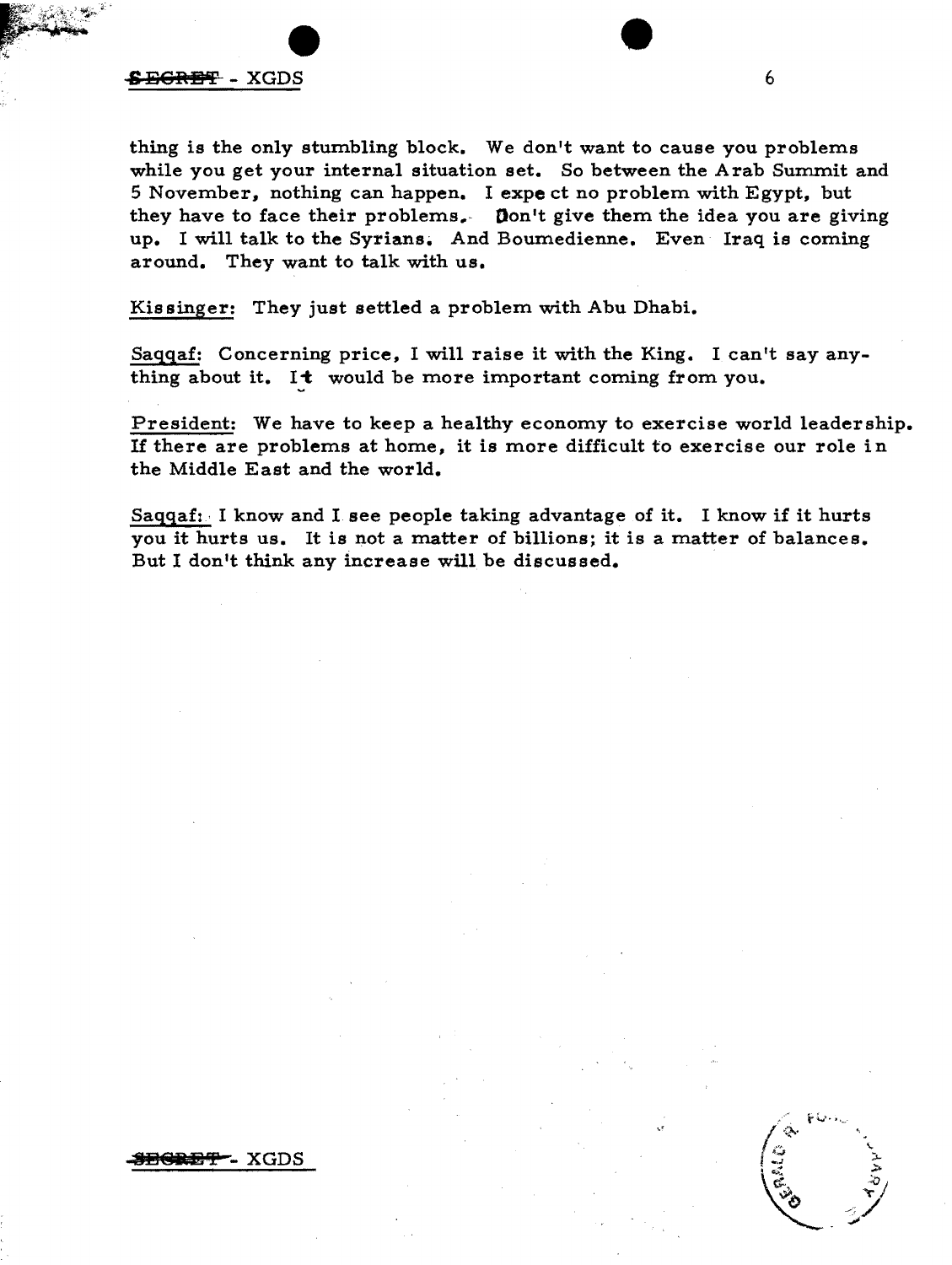thing is the only stumbling block. We don't want to cause you problems while you get your internal situation set. So between the Arab Summit and 5 November, nothing can happen. I expect no problem with Egypt, but they have to face their problems. Don't give them the idea you are giving up. I will talk to the Syrians. And Boumedienne. Even Iraq is coming around. They want to talk with us.

Kissinger: They just settled a problem with Abu Dhabi.

Saqqaf: Concerning price, I will raise it with the King. I can't say anything about it. It would be more important coming from you.

President: We have to keep a healthy economy to exercise world leadership. If there are problems at home, it is more difficult to exercise our role in the Middle East and the world.

Saqqaf: I know and I see people taking advantage of it. I know if it hurts you it hurts us. It is not a matter of billions; it is a matter of balances. But I don't think any increase will be discussed.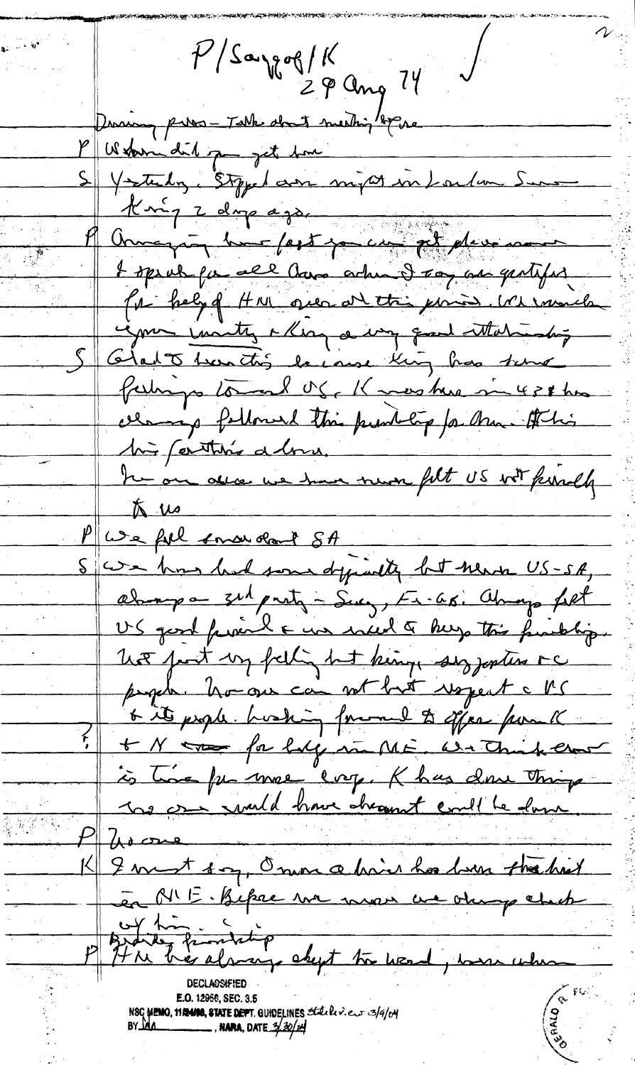P/Saqqaf/K
29 Aug 74

During press - Talk about meeting before

P When did you get here

S Yesterday. Stopped one night in London. Saw King 2 days ago.

P Amazing how fast you can get places now. I speak for all Americans when I say our gratitude for help of HM over all this period. We much enjoy [?] & King a very good relationship

S Glad to hear this because King has same feelings toward US. K was here in 43 & has always followed this friendship for Am. He & his brother [?] & later his father [?] did so.

In our area we have never felt US not friendly to us

P We feel same about SA

S We have had some difficulty but never US-SA, always a 3rd party - Suez, Ar-Is. Always felt US good friend & we need to keep this friendship. Not just my feeling but king's, suggestions & the people. No one can not but respect the US & its people. Looking forward to offer from K & N for help in ME. We think now is time for more [?]. K has done things no one would have dreamt could be done.

P No one

K I must say, Omar [?] has been the best in ME. Before we moved we always checked with him.

P HM has always kept his word, been [?] when

DECLASSIFIED
E.O. 12958, SEC. 3.5
NSC MEMO, 11/24/98, STATE DEPT. GUIDELINES State lev. 3/9/04
BY [?] , NARA, DATE 3/30/04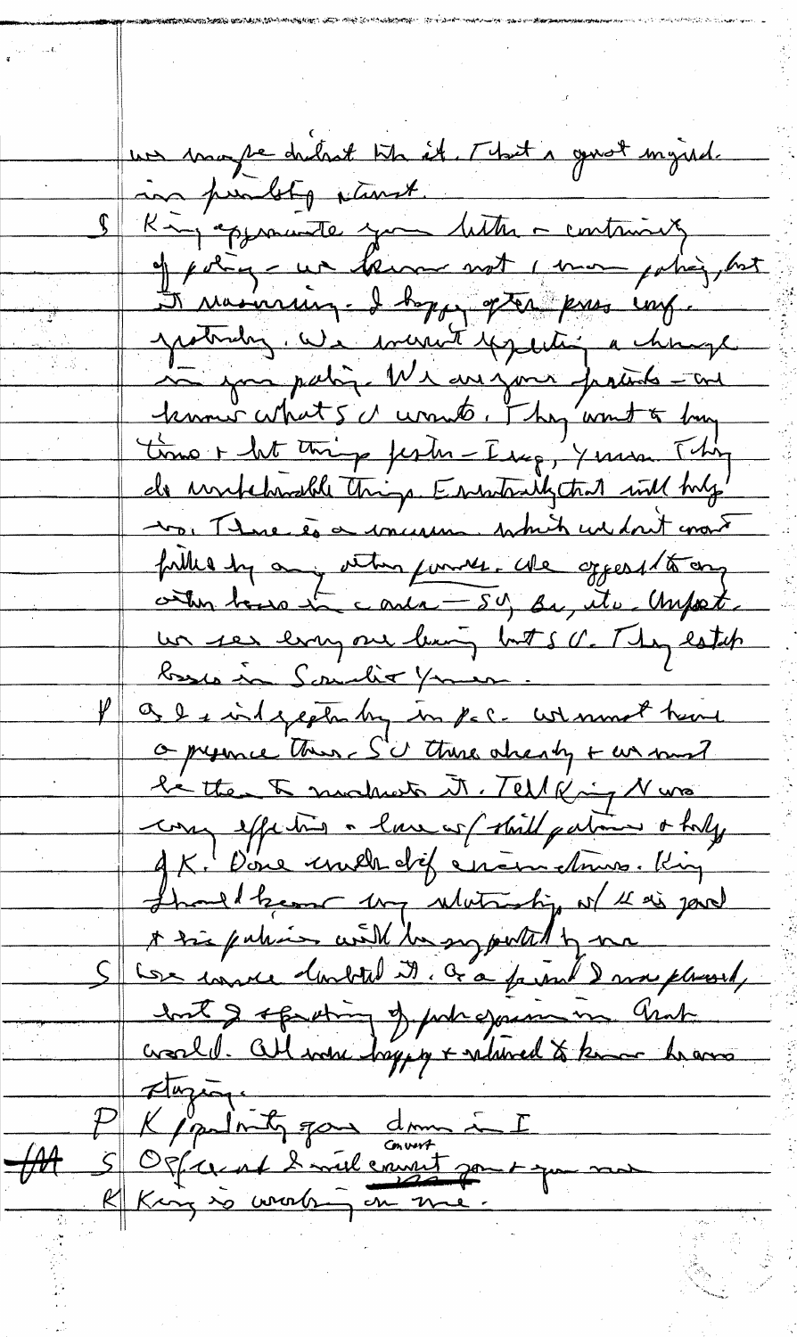we maybe did not like it. That's great myself in pushing it.

S | King appreciate your letter – continuity of policy – we know not (more policy, but it reassuring – I happy after press conf. yesterday. We weren't expecting a change in your policy. We are your friends – and know what S U wants. They want to buy time & let things fester – Iraq, Yemen. They do unpredictable things. Eventually that will help us. There is a vacuum which we don't want filled by any other power. We opposed to any other bases in the area – SU, Br, etc. Important. We see everyone leaving but S U. They establish bases in Somalia Yemen.

P | As I said yesterday in P.C. we must have a presence there. S U there already & we must be there to neutralize it. Tell King N was very effective & loved w/ skill patience & help of K. Done under dif circumstances. King should know my relationship w/ K is good & his policies will be supported by me.

S | We never doubted it. As a friend I am pleased, but I speaking of public opinion in Arab world. All were happy & relieved to know he was staying.

P | K (pointing) goes down in I

~~HA~~ S | Of course & will ~~count~~ convert you & your man

K | King is working on me.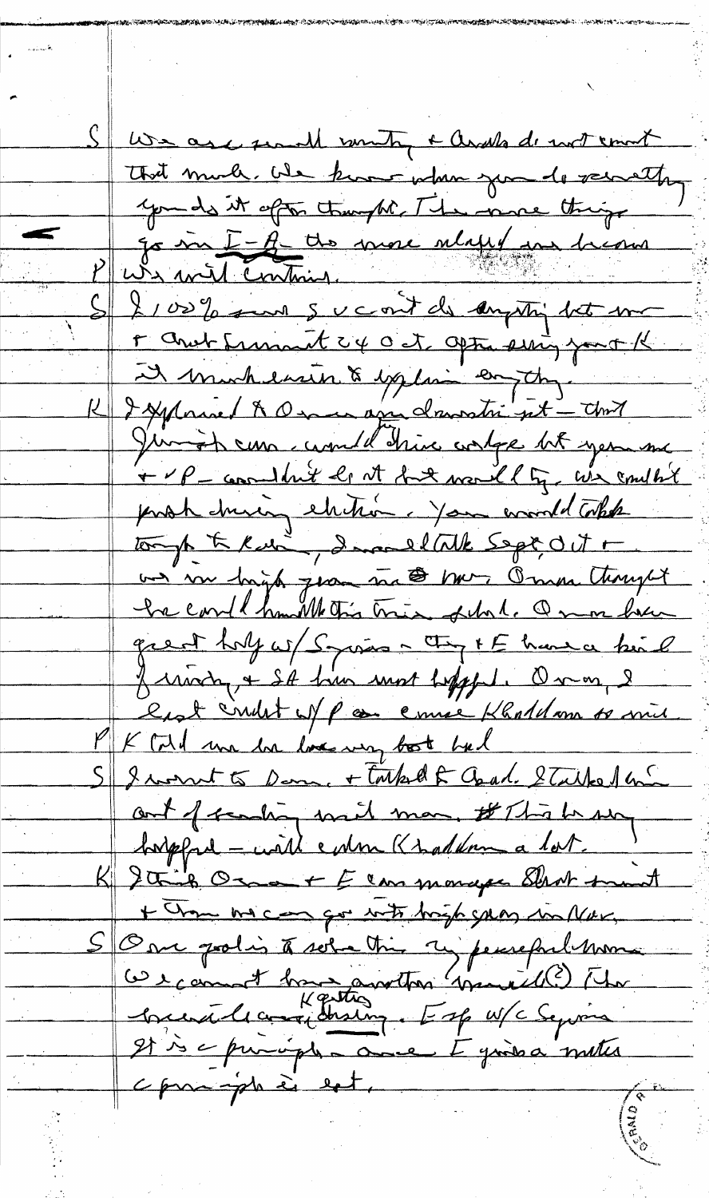S | We are small country & Arabs do not count that much. We know when you do something you do it after thought. The more things go in I-A the more relaxed we become.

P | We will continue.

S | I 100% sure S.U. can't do anything but wrt Arab Summit 24 Oct. After seeing you & K it much easier to explain everything.

K | I explained to Omani our domestic sit — that Jewish comm. would thrive wedge but you and VP — couldn't do it but would try. We couldn't push during election. You would talk tough to Rabin, I would talk Sept, Oct & we in high gear in Nov. Omani thought he could handle this time schedule. Omani have great help w/ Syrians — they & E have a lot of unity, & SA been most helpful. Omani, I last contact w/ P on amer Khaddam so much.

P | K told me he had very bad bed

S | I went to Dam. & talked to Asad. I talked him out of sending mil man. This be very helpful — will calm Khaddam a lot.

K | I think Omani & E can manage Arab summit & then we can go into high gear in Nov.

S | Our goal is to solve this by peaceful means. We cannot have another war.(?) The breakthrough is Kissinger. Esp w/c Syrians. It is a principle — once E joined a matter a principle is set.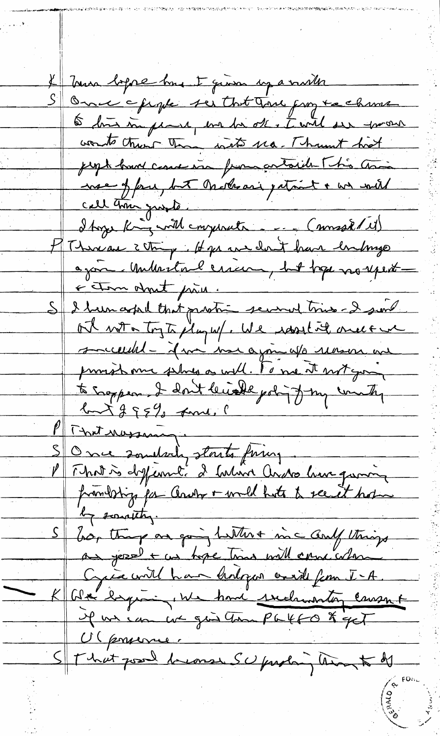K | Lima before Lima I give up a visit

S | Once people see that Thieu going to change & him in power, will be ok. I will see to it — wants them into sea. Thieu must hold people have come in from outside. This will be a use of force, but Mideast is patient & we will call them guests.

I hope King will cooperate . . . (missed (it))

P | There are 2 things. Hope we don't have embargo again. Understand concern, but hope no expert — & storm about price.

S | I have asked that question several times — I said oil not a toy to play w/. We used it once & we succeeded — if we use again w/o reason we punish ourselves as well. To me it not going to happen. I don't decide policy of my country but I 99% sure.

P | That reassuring.

S | Once somebody starts firing.

P | That is different. I believe Arabs have gaining friendships for Arabs & would hate to see it harm by something.

S | So, things are going better & in a couple things are good & we hope time will come when Syria will have Golan & side from I-A.

K | We hope in — We have rescheduling consent & if we can we give them PL480 & get UC process.

S | That good because SU pushing them to _______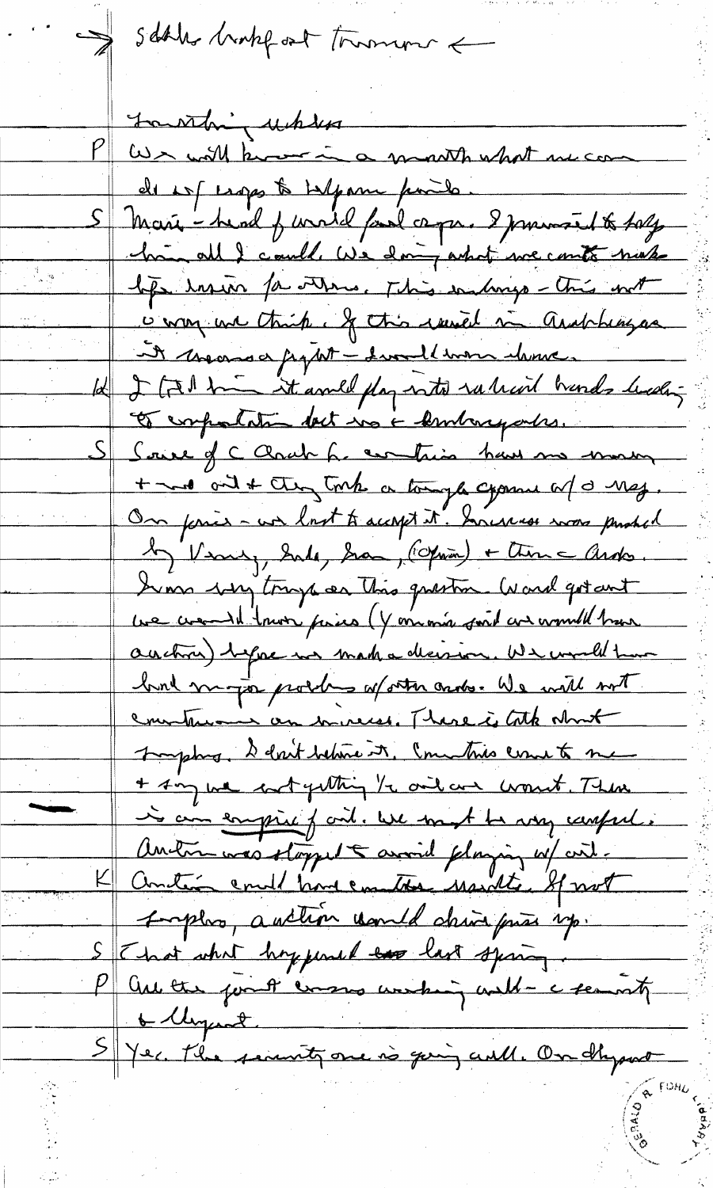→ Schlesinger breakfast tomorrow ←

Something else

P We will know in a month what we can do w/ crops to help poor people.

S Marei – head of world food orgn. I promised to help him all I could. We doing what we can to make life easier for others. This brings – this not a way we think. If this used in Arab language it means a fight – I would warn him.

K I told him it could play into radical hands leading to confrontation that no one knows where it ends.

S Some of the Arab countries have no money + need oil + they took a tough approach w/o Nez. On prices – we had to accept it. Increase was pushed by Venez, Saudi, Iran, (Ogpina) + then Arabs. I was very tough on this question. We said at out we wouldn't have prices (Yamani said we would have auctions) before we made a decision. We would have had major problems w/ other Arabs. We will not countenance an increase. There is talk about surplus. I don't believe it. Countries come to me + say we not getting 1/2 oil we want. There is an empire of oil. We must be very careful. Auction was stopped to avoid playing w/ oil.

K Auction could have contributed results. If not surplus, auction would drive prices up.

S That what happened last spring.

P Are the joint commissions working well – security + Claypool.

S Yes. The security one is going well. On Claypool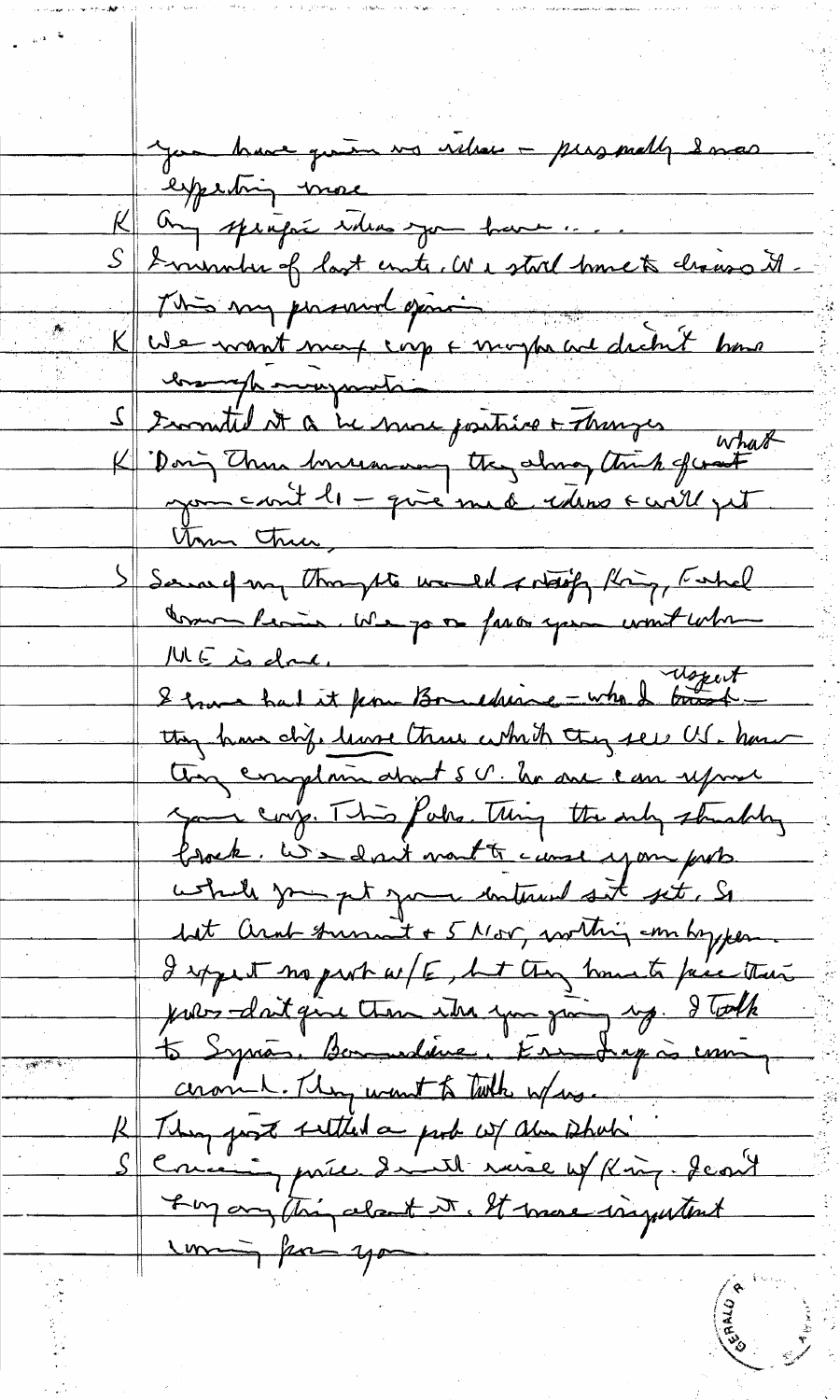you have given no ideas – personally I was expecting more

K Any specific ideas you have . . .

S I remember of last conte. We stood home to discuss it. This my personal opinion

K We want max cop & maybe we didn't have enough imagination

S I wanted it to be more positive & stronger

K Doing them business they always think of what you can't do – give me ideas & will get them there.

S Some of my thoughts would & satisfy King, Fahd, Iran Persia. We go on from year until when ME is done.

I have had it from Boumedienne – who I trust – they have dif. leverage than which they see US. have they complain about SU. No one can uproot your corp. This Palo. Thing the only stumbling block. We don't want to cause you prob. while you put your internal sit set. So

but Arab summit & 5 Nov, nothing can happen. I expect no prob w/E, but they have to face their probs – don't give them idea you giving up. I talk to Syria. Boumedienne. Even Iraq is coming around. They want to talk w/us.

K They just settled a prob. w/ Shah.

S Coming price. I will raise w/ King. I can't say anything about it. It more important coming from you.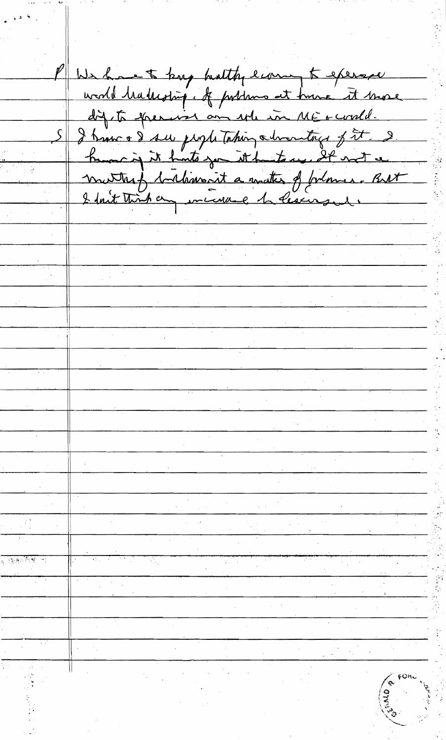P We have to keep healthy economy to exercise world leadership. If problems at home it more dif. to exercise our role in ME & world.

S I know & I see people taking advantage of it. I know if it hurts you it hurts us. It not a matter of bitterness it a matter of balance. But I don't think any increase be lessened.